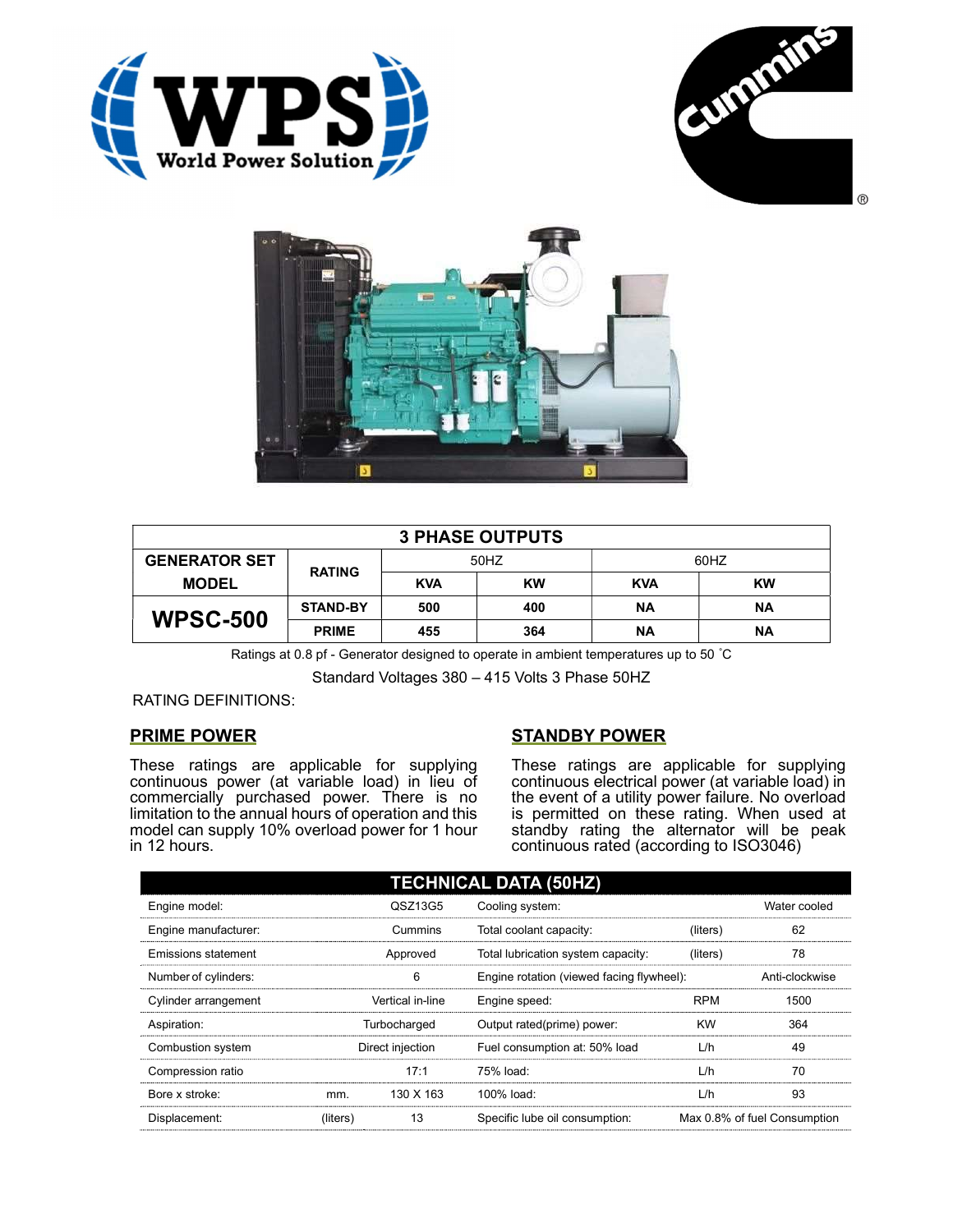| 3 PHASE OUTPUTS | | | | | |
|---|---|---|---|---|---|
| GENERATOR SET MODEL | RATING | 50HZ | | 60HZ | |
| | | KVA | KW | KVA | KW |
| WPSC-500 | STAND-BY | 500 | 400 | NA | NA |
| | PRIME | 455 | 364 | NA | NA |

Ratings at 0.8 pf - Generator designed to operate in ambient temperatures up to 50 ˚C

Standard Voltages 380 – 415 Volts 3 Phase 50HZ

RATING DEFINITIONS:

## PRIME POWER

These ratings are applicable for supplying continuous power (at variable load) in lieu of commercially purchased power. There is no limitation to the annual hours of operation and this model can supply 10% overload power for 1 hour in 12 hours.

## STANDBY POWER

These ratings are applicable for supplying continuous electrical power (at variable load) in the event of a utility power failure. No overload is permitted on these rating. When used at standby rating the alternator will be peak continuous rated (according to ISO3046)

| TECHNICAL DATA (50HZ) | | | | | |
|---|---|---|---|---|---|
| Engine model: | | QSZ13G5 | Cooling system: | | Water cooled |
| Engine manufacturer: | | Cummins | Total coolant capacity: | (liters) | 62 |
| Emissions statement | | Approved | Total lubrication system capacity: | (liters) | 78 |
| Number of cylinders: | | 6 | Engine rotation (viewed facing flywheel): | | Anti-clockwise |
| Cylinder arrangement | | Vertical in-line | Engine speed: | RPM | 1500 |
| Aspiration: | | Turbocharged | Output rated(prime) power: | KW | 364 |
| Combustion system | | Direct injection | Fuel consumption at: 50% load | L/h | 49 |
| Compression ratio | | 17:1 | 75% load: | L/h | 70 |
| Bore x stroke: | mm. | 130 X 163 | 100% load: | L/h | 93 |
| Displacement: | (liters) | 13 | Specific lube oil consumption: | | Max 0.8% of fuel Consumption |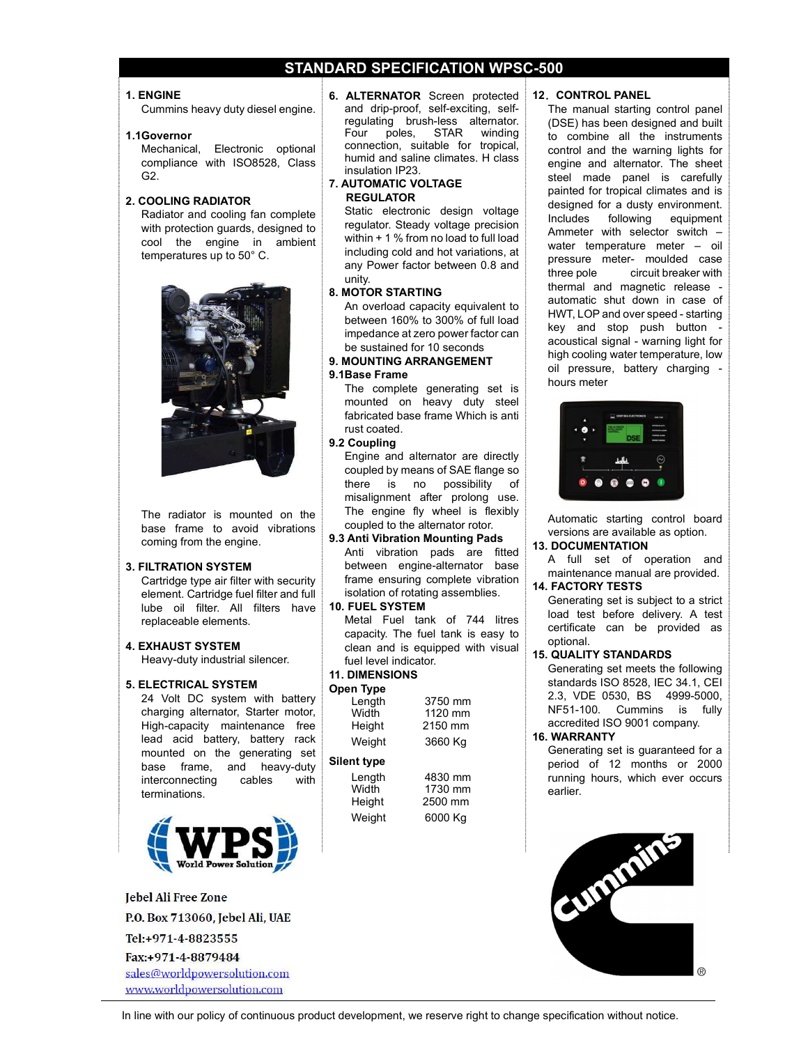# STANDARD SPECIFICATION WPSC-500

## 1. ENGINE

Cummins heavy duty diesel engine.

### 1.1Governor

Mechanical, Electronic optional compliance with ISO8528, Class G2.

## 2. COOLING RADIATOR

Radiator and cooling fan complete with protection guards, designed to cool the engine in ambient temperatures up to 50° C.

The radiator is mounted on the base frame to avoid vibrations coming from the engine.

## 3. FILTRATION SYSTEM

Cartridge type air filter with security element. Cartridge fuel filter and full lube oil filter. All filters have replaceable elements.

## 4. EXHAUST SYSTEM

Heavy-duty industrial silencer.

## 5. ELECTRICAL SYSTEM

24 Volt DC system with battery charging alternator, Starter motor, High-capacity maintenance free lead acid battery, battery rack mounted on the generating set base frame, and heavy-duty interconnecting cables with terminations.

## 6. ALTERNATOR

Screen protected and drip-proof, self-exciting, self-regulating brush-less alternator. Four poles, STAR winding connection, suitable for tropical, humid and saline climates. H class insulation IP23.

## 7. AUTOMATIC VOLTAGE REGULATOR

Static electronic design voltage regulator. Steady voltage precision within + 1 % from no load to full load including cold and hot variations, at any Power factor between 0.8 and unity.

## 8. MOTOR STARTING

An overload capacity equivalent to between 160% to 300% of full load impedance at zero power factor can be sustained for 10 seconds

## 9. MOUNTING ARRANGEMENT

### 9.1Base Frame

The complete generating set is mounted on heavy duty steel fabricated base frame Which is anti rust coated.

### 9.2 Coupling

Engine and alternator are directly coupled by means of SAE flange so there is no possibility of misalignment after prolong use. The engine fly wheel is flexibly coupled to the alternator rotor.

### 9.3 Anti Vibration Mounting Pads

Anti vibration pads are fitted between engine-alternator base frame ensuring complete vibration isolation of rotating assemblies.

## 10. FUEL SYSTEM

Metal Fuel tank of 744 litres capacity. The fuel tank is easy to clean and is equipped with visual fuel level indicator.

## 11. DIMENSIONS

**Open Type**

| | |
|---|---|
| Length | 3750 mm |
| Width | 1120 mm |
| Height | 2150 mm |
| Weight | 3660 Kg |

**Silent type**

| | |
|---|---|
| Length | 4830 mm |
| Width | 1730 mm |
| Height | 2500 mm |
| Weight | 6000 Kg |

## 12. CONTROL PANEL

The manual starting control panel (DSE) has been designed and built to combine all the instruments control and the warning lights for engine and alternator. The sheet steel made panel is carefully painted for tropical climates and is designed for a dusty environment. Includes following equipment Ammeter with selector switch – water temperature meter – oil pressure meter- moulded case three pole circuit breaker with thermal and magnetic release - automatic shut down in case of HWT, LOP and over speed - starting key and stop push button - acoustical signal - warning light for high cooling water temperature, low oil pressure, battery charging - hours meter

Automatic starting control board versions are available as option.

## 13. DOCUMENTATION

A full set of operation and maintenance manual are provided.

## 14. FACTORY TESTS

Generating set is subject to a strict load test before delivery. A test certificate can be provided as optional.

## 15. QUALITY STANDARDS

Generating set meets the following standards ISO 8528, IEC 34.1, CEI 2.3, VDE 0530, BS 4999-5000, NF51-100. Cummins is fully accredited ISO 9001 company.

## 16. WARRANTY

Generating set is guaranteed for a period of 12 months or 2000 running hours, which ever occurs earlier.

WPS World Power Solution

Jebel Ali Free Zone
P.O. Box 713060, Jebel Ali, UAE
Tel:+971-4-8823555
Fax:+971-4-8879484
sales@worldpowersolution.com
www.worldpowersolution.com

Cummins®

In line with our policy of continuous product development, we reserve right to change specification without notice.